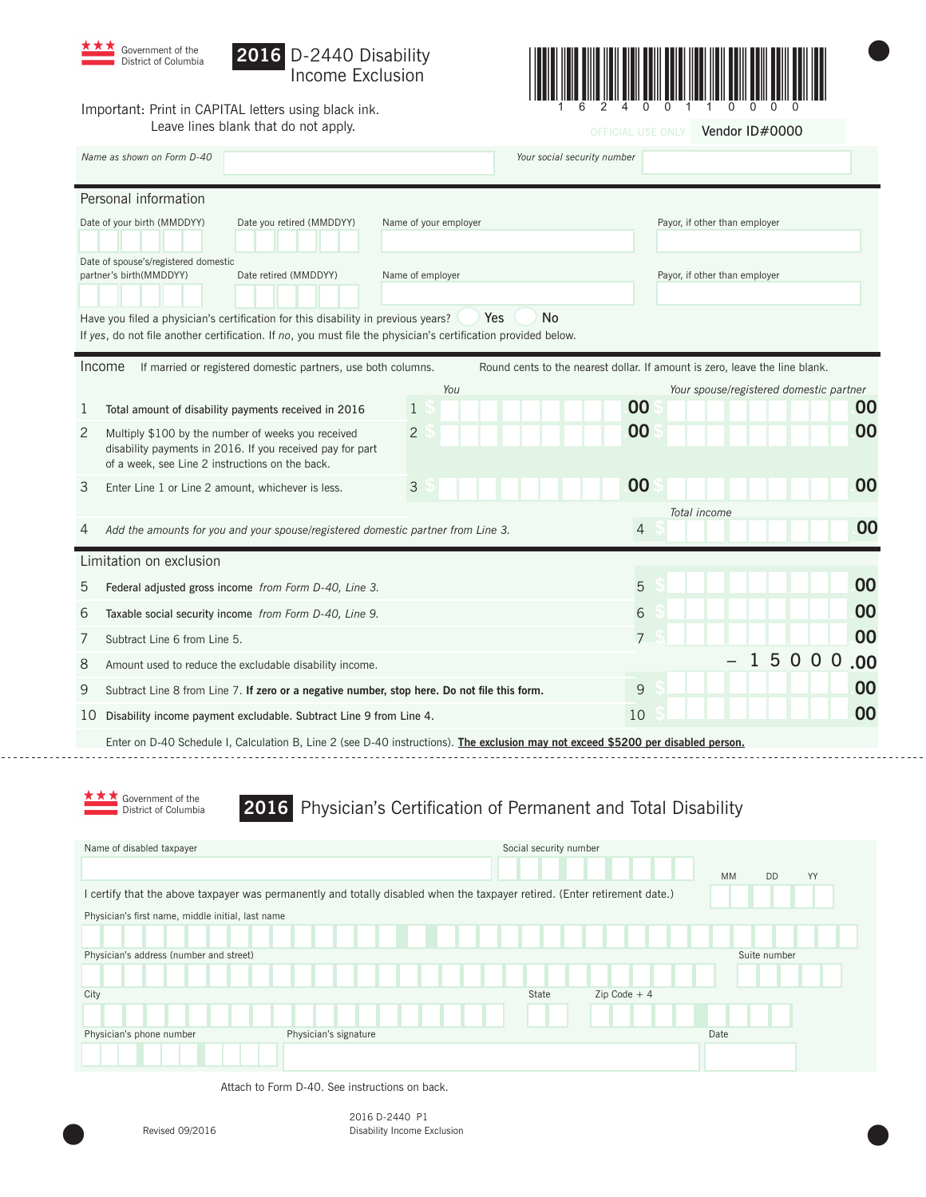Government of the District of Columbia

# 2016 D-2440 Disability Income Exclusion

1 6 2 4 0 0 1 1 0 0 0 0

Important: Print in CAPITAL letters using black ink.
Leave lines blank that do not apply.

OFFICIAL USE ONLY Vendor ID#0000

| Name as shown on Form D-40 | | Your social security number | |
|---|---|---|---|

## Personal information

| Date of your birth (MMDDYY) | Date you retired (MMDDYY) | Name of your employer | Payor, if other than employer |
|---|---|---|---|
| | | | |
| Date of spouse's/registered domestic partner's birth(MMDDYY) | Date retired (MMDDYY) | Name of employer | Payor, if other than employer |
| | | | |

Have you filed a physician's certification for this disability in previous years? ◯ Yes ◯ No

If *yes*, do not file another certification. If *no*, you must file the physician's certification provided below.

## Income

If married or registered domestic partners, use both columns. Round cents to the nearest dollar. If amount is zero, leave the line blank.

| | | You | Your spouse/registered domestic partner |
|---|---|---|---|
| 1 | Total amount of disability payments received in 2016 | 1 $ .00 | $ .00 |
| 2 | Multiply $100 by the number of weeks you received disability payments in 2016. If you received pay for part of a week, see Line 2 instructions on the back. | 2 $ .00 | $ .00 |
| 3 | Enter Line 1 or Line 2 amount, whichever is less. | 3 $ .00 | $ .00 |
| 4 | *Add the amounts for you and your spouse/registered domestic partner from Line 3.* | | Total income 4 $ .00 |

## Limitation on exclusion

| | | | |
|---|---|---|---|
| 5 | Federal adjusted gross income *from Form D-40, Line 3.* | 5 | $ .00 |
| 6 | Taxable social security income *from Form D-40, Line 9.* | 6 | $ .00 |
| 7 | Subtract Line 6 from Line 5. | 7 | $ .00 |
| 8 | Amount used to reduce the excludable disability income. | | – 15000.00 |
| 9 | Subtract Line 8 from Line 7. **If zero or a negative number, stop here. Do not file this form.** | 9 | $ .00 |
| 10 | Disability income payment excludable. Subtract Line 9 from Line 4. | 10 | $ .00 |

Enter on D-40 Schedule I, Calculation B, Line 2 (see D-40 instructions). **The exclusion may not exceed $5200 per disabled person.**

---

Government of the District of Columbia

# 2016 Physician's Certification of Permanent and Total Disability

| Name of disabled taxpayer | Social security number |
|---|---|
| | |

I certify that the above taxpayer was permanently and totally disabled when the taxpayer retired. (Enter retirement date.) MM DD YY

| Physician's first name, middle initial, last name | | |
|---|---|---|
| **Physician's address (number and street)** | | **Suite number** |
| **City** | **State** | **Zip Code + 4** |
| **Physician's phone number** | **Physician's signature** | **Date** |

Attach to Form D-40. See instructions on back.

Revised 09/2016

2016 D-2440 P1
Disability Income Exclusion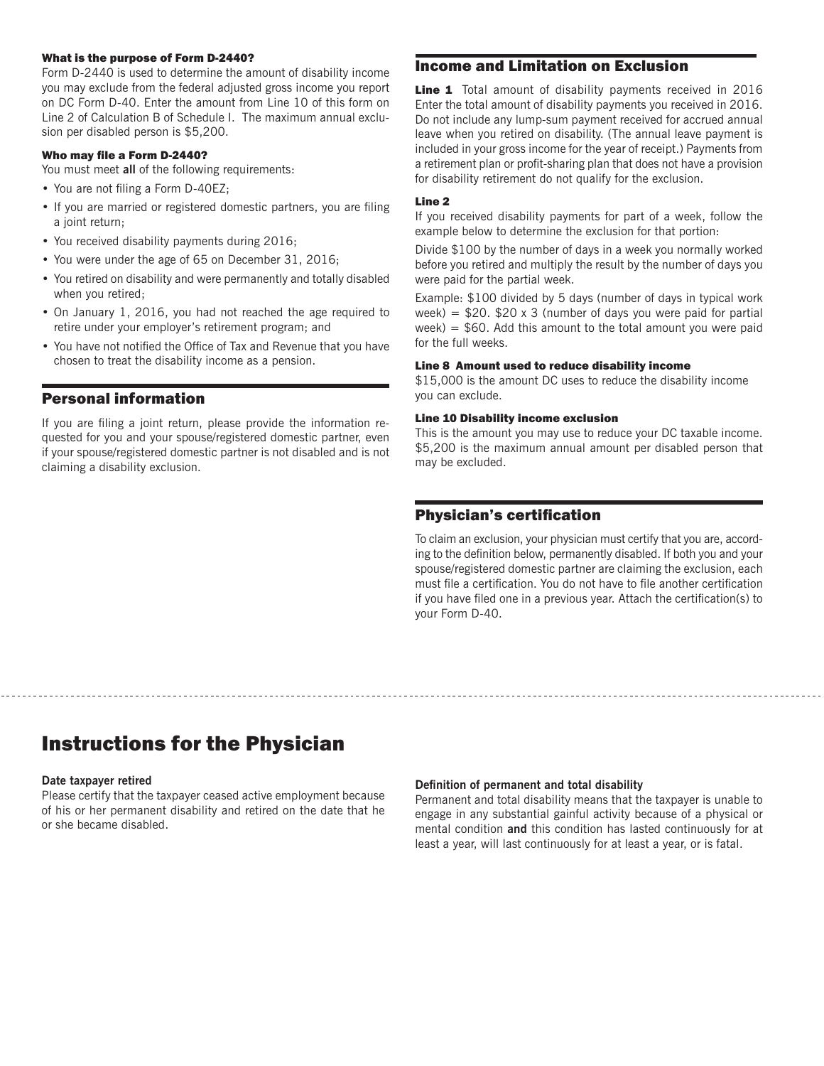#### What is the purpose of Form D-2440?

Form D-2440 is used to determine the amount of disability income you may exclude from the federal adjusted gross income you report on DC Form D-40. Enter the amount from Line 10 of this form on Line 2 of Calculation B of Schedule I. The maximum annual exclusion per disabled person is $5,200.

#### Who may file a Form D-2440?

You must meet **all** of the following requirements:

- You are not filing a Form D-40EZ;
- If you are married or registered domestic partners, you are filing a joint return;
- You received disability payments during 2016;
- You were under the age of 65 on December 31, 2016;
- You retired on disability and were permanently and totally disabled when you retired;
- On January 1, 2016, you had not reached the age required to retire under your employer's retirement program; and
- You have not notified the Office of Tax and Revenue that you have chosen to treat the disability income as a pension.

## Personal information

If you are filing a joint return, please provide the information requested for you and your spouse/registered domestic partner, even if your spouse/registered domestic partner is not disabled and is not claiming a disability exclusion.

## Income and Limitation on Exclusion

**Line 1** Total amount of disability payments received in 2016 Enter the total amount of disability payments you received in 2016. Do not include any lump-sum payment received for accrued annual leave when you retired on disability. (The annual leave payment is included in your gross income for the year of receipt.) Payments from a retirement plan or profit-sharing plan that does not have a provision for disability retirement do not qualify for the exclusion.

#### Line 2

If you received disability payments for part of a week, follow the example below to determine the exclusion for that portion:

Divide $100 by the number of days in a week you normally worked before you retired and multiply the result by the number of days you were paid for the partial week.

Example: $100 divided by 5 days (number of days in typical work week) = $20. $20 x 3 (number of days you were paid for partial week) = $60. Add this amount to the total amount you were paid for the full weeks.

#### Line 8 Amount used to reduce disability income

$15,000 is the amount DC uses to reduce the disability income you can exclude.

#### Line 10 Disability income exclusion

This is the amount you may use to reduce your DC taxable income. $5,200 is the maximum annual amount per disabled person that may be excluded.

## Physician's certification

To claim an exclusion, your physician must certify that you are, according to the definition below, permanently disabled. If both you and your spouse/registered domestic partner are claiming the exclusion, each must file a certification. You do not have to file another certification if you have filed one in a previous year. Attach the certification(s) to your Form D-40.

# Instructions for the Physician

**Date taxpayer retired**

Please certify that the taxpayer ceased active employment because of his or her permanent disability and retired on the date that he or she became disabled.

**Definition of permanent and total disability**

Permanent and total disability means that the taxpayer is unable to engage in any substantial gainful activity because of a physical or mental condition **and** this condition has lasted continuously for at least a year, will last continuously for at least a year, or is fatal.